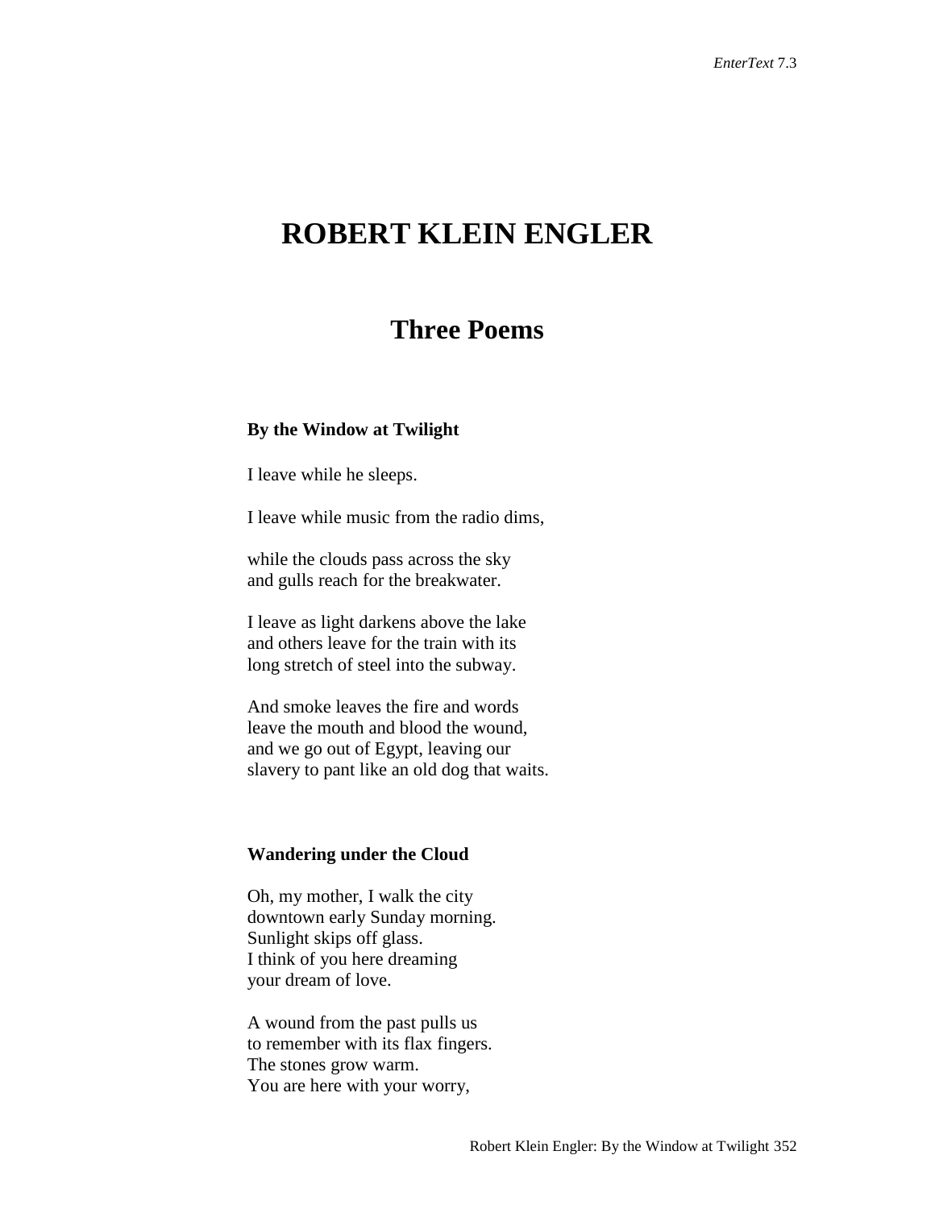# ROBERT KLEIN ENGLER

## Three Poems

### By the Window at Twilight

I leave while he sleeps.

I leave while music from the radio dims,

while the clouds pass across the sky
and gulls reach for the breakwater.

I leave as light darkens above the lake
and others leave for the train with its
long stretch of steel into the subway.

And smoke leaves the fire and words
leave the mouth and blood the wound,
and we go out of Egypt, leaving our
slavery to pant like an old dog that waits.

### Wandering under the Cloud

Oh, my mother, I walk the city
downtown early Sunday morning.
Sunlight skips off glass.
I think of you here dreaming
your dream of love.

A wound from the past pulls us
to remember with its flax fingers.
The stones grow warm.
You are here with your worry,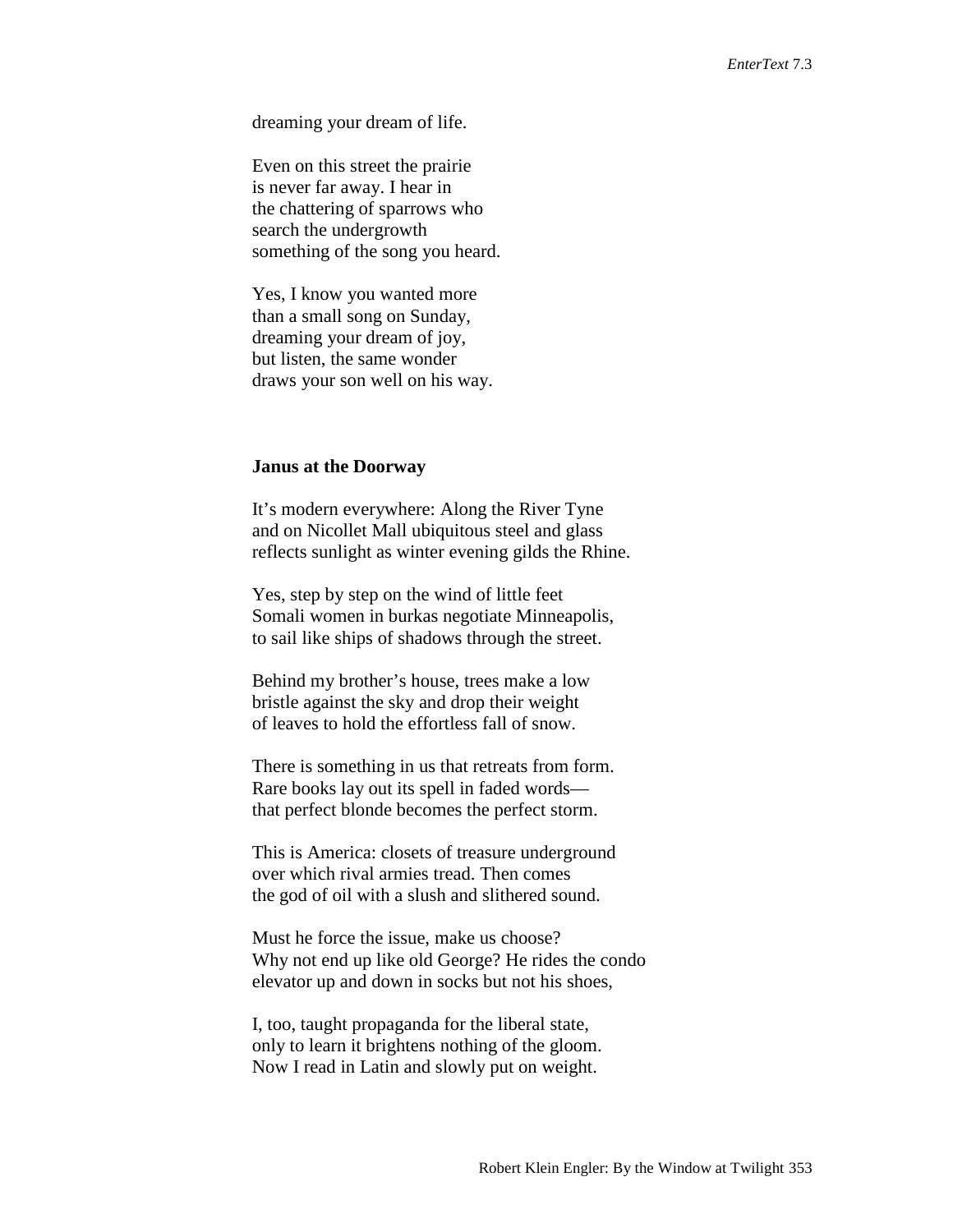dreaming your dream of life.

Even on this street the prairie  
is never far away. I hear in  
the chattering of sparrows who  
search the undergrowth  
something of the song you heard.

Yes, I know you wanted more  
than a small song on Sunday,  
dreaming your dream of joy,  
but listen, the same wonder  
draws your son well on his way.

**Janus at the Doorway**

It's modern everywhere: Along the River Tyne  
and on Nicollet Mall ubiquitous steel and glass  
reflects sunlight as winter evening gilds the Rhine.

Yes, step by step on the wind of little feet  
Somali women in burkas negotiate Minneapolis,  
to sail like ships of shadows through the street.

Behind my brother's house, trees make a low  
bristle against the sky and drop their weight  
of leaves to hold the effortless fall of snow.

There is something in us that retreats from form.  
Rare books lay out its spell in faded words—  
that perfect blonde becomes the perfect storm.

This is America: closets of treasure underground  
over which rival armies tread. Then comes  
the god of oil with a slush and slithered sound.

Must he force the issue, make us choose?  
Why not end up like old George? He rides the condo  
elevator up and down in socks but not his shoes,

I, too, taught propaganda for the liberal state,  
only to learn it brightens nothing of the gloom.  
Now I read in Latin and slowly put on weight.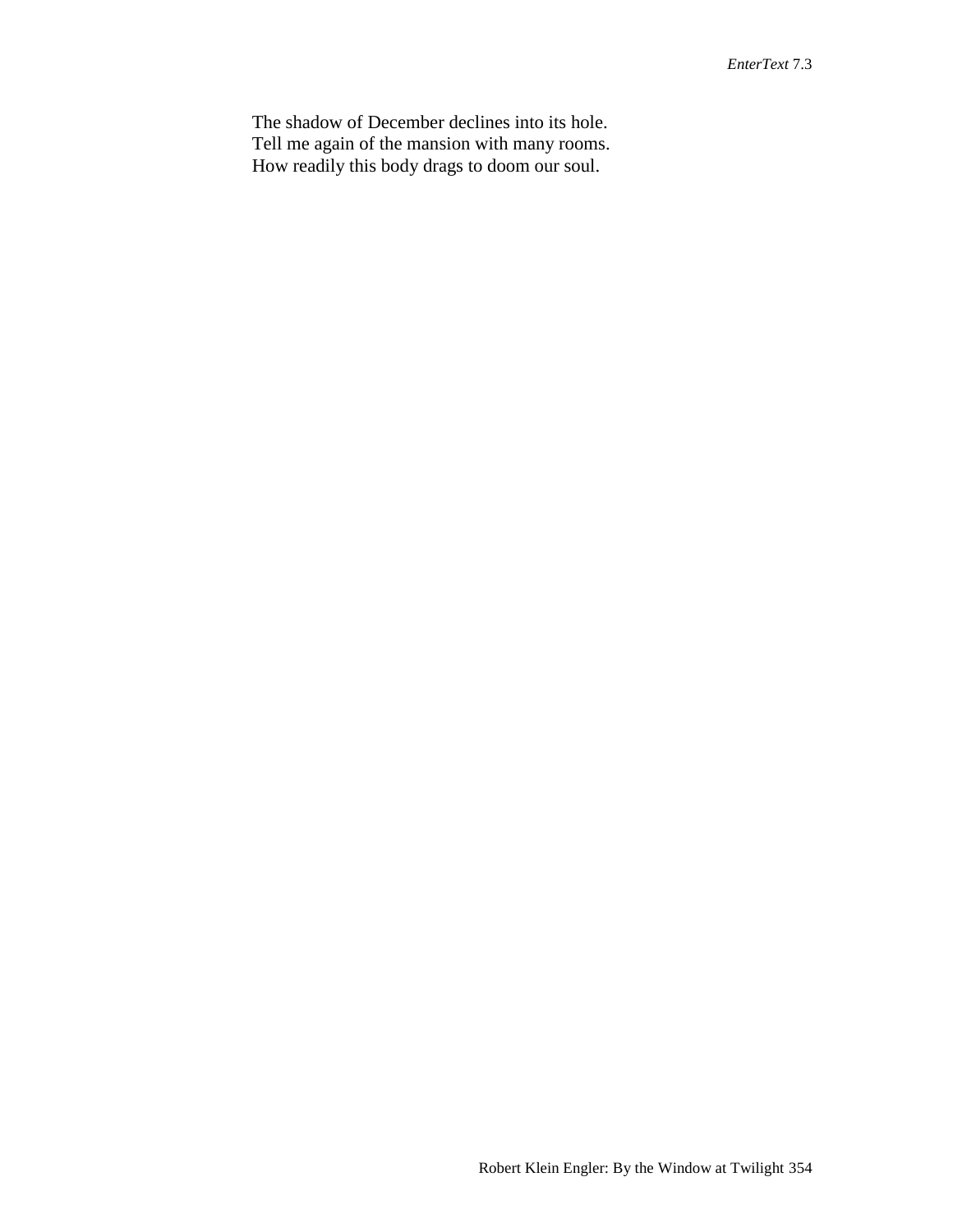The shadow of December declines into its hole.
Tell me again of the mansion with many rooms.
How readily this body drags to doom our soul.